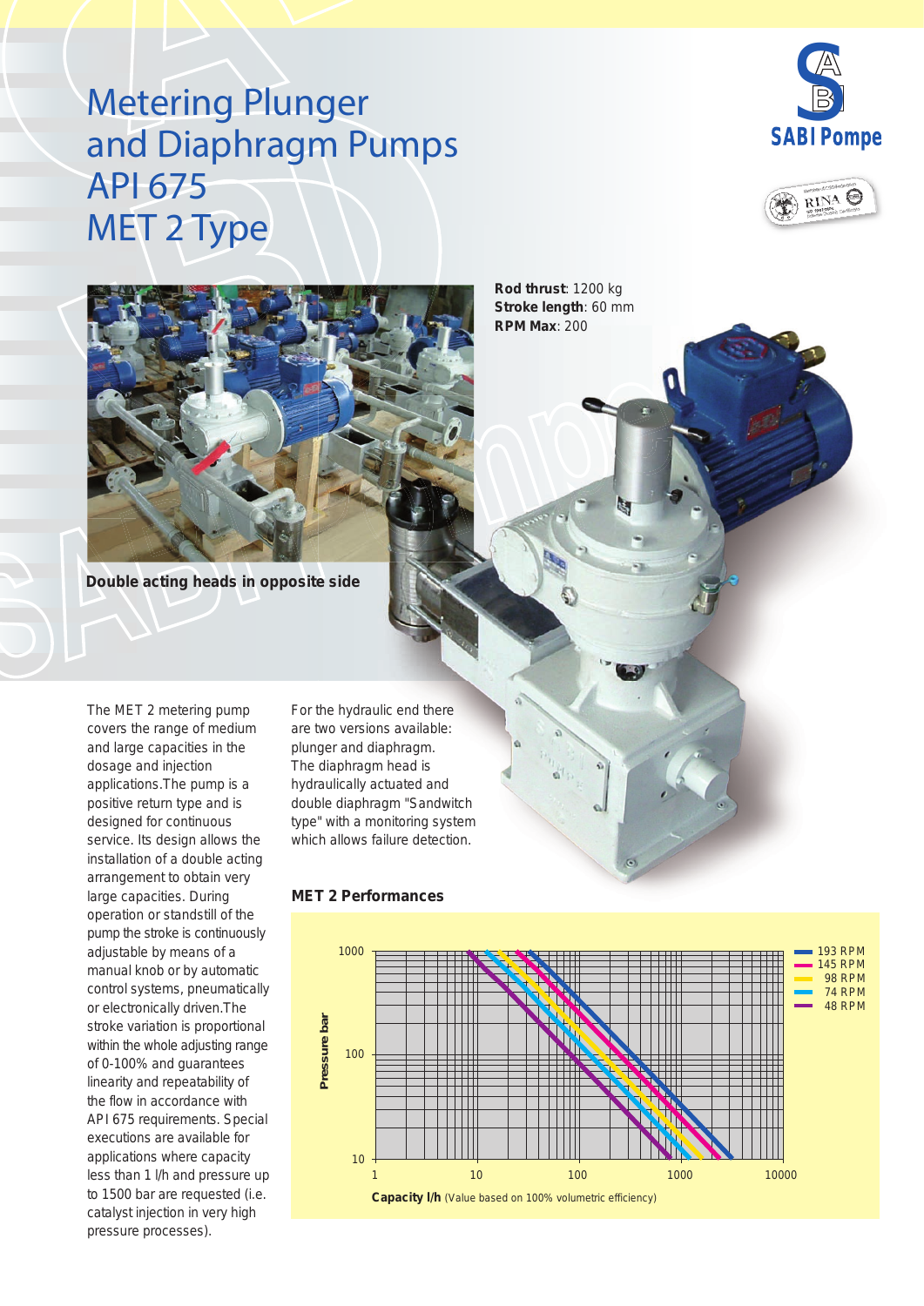# Metering Plunger and Diaphragm Pumps API 675 MET 2 Type

SABI Pompe

**Rod thrust**: 1200 kg
**Stroke length**: 60 mm
**RPM Max**: 200

**Double acting heads in opposite side**

The MET 2 metering pump covers the range of medium and large capacities in the dosage and injection applications.The pump is a positive return type and is designed for continuous service. Its design allows the installation of a double acting arrangement to obtain very large capacities. During operation or standstill of the pump the stroke is continuously adjustable by means of a manual knob or by automatic control systems, pneumatically or electronically driven.The stroke variation is proportional within the whole adjusting range of 0-100% and guarantees linearity and repeatability of the flow in accordance with API 675 requirements. Special executions are available for applications where capacity less than 1 l/h and pressure up to 1500 bar are requested (i.e. catalyst injection in very high pressure processes).

For the hydraulic end there are two versions available: plunger and diaphragm. The diaphragm head is hydraulically actuated and double diaphragm "Sandwitch type" with a monitoring system which allows failure detection.

## MET 2 Performances

Pressure bar (10 – 100 – 1000)

Capacity l/h (1 – 10 – 100 – 1000 – 10000) (Value based on 100% volumetric efficiency)

- 193 RPM
- 145 RPM
- 98 RPM
- 74 RPM
- 48 RPM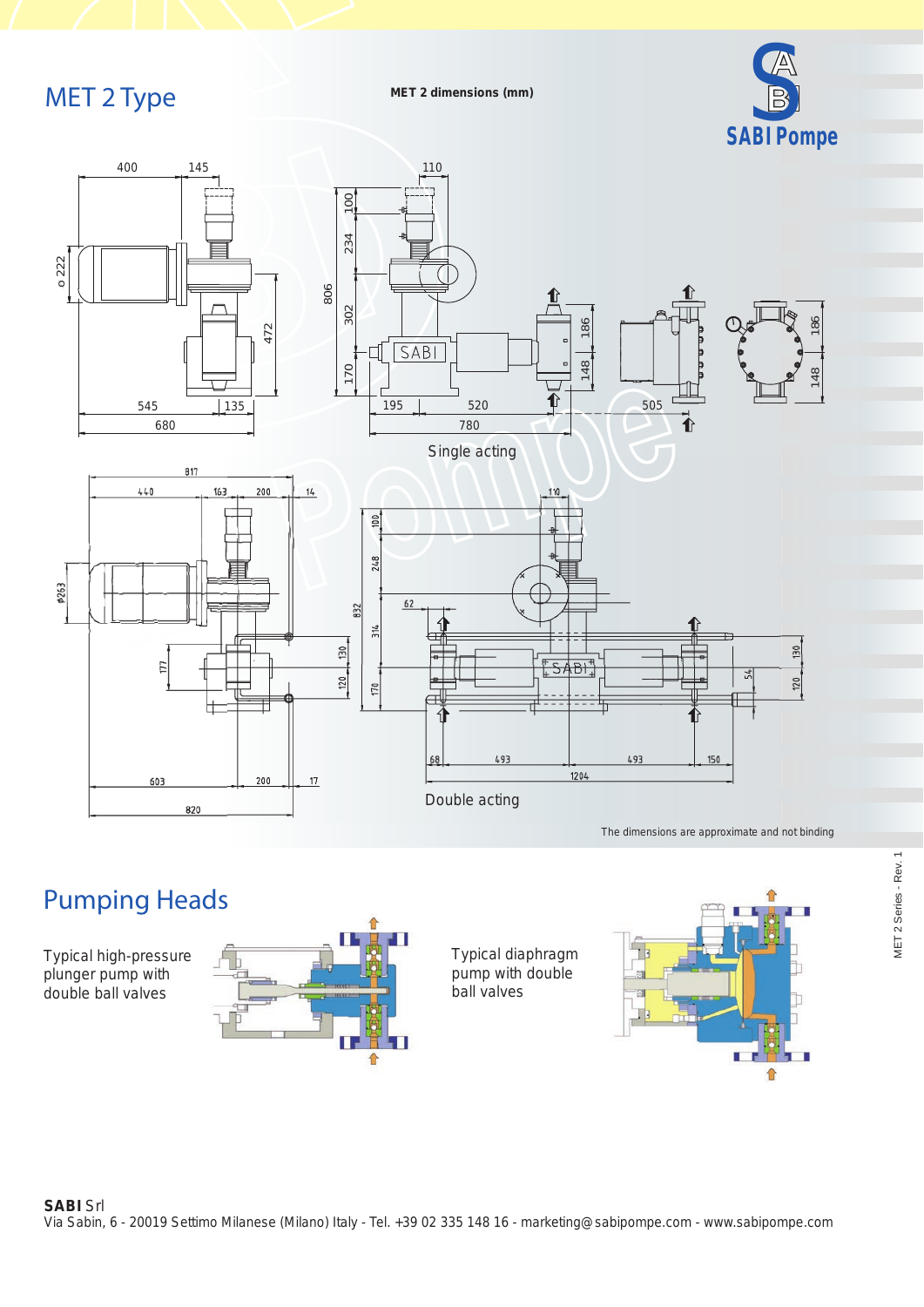## MET 2 Type

**MET 2 dimensions (mm)**

SABI Pompe

400
145
110
ø 222
100
234
806
302
170
472
186
148
186
148
545
135
195
520
505
680
780

Single acting

817
440
163
200
14
110
ø263
100
248
832
314
62
177
130
120
170
130
120
54
68
493
493
150
603
200
17
1204
820

Double acting

The dimensions are approximate and not binding

## Pumping Heads

Typical high-pressure plunger pump with double ball valves

Typical diaphragm pump with double ball valves

MET 2 Series - Rev. 1

**SABI** Srl
Via Sabin, 6 - 20019 Settimo Milanese (Milano) Italy - Tel. +39 02 335 148 16 - marketing@sabipompe.com - www.sabipompe.com